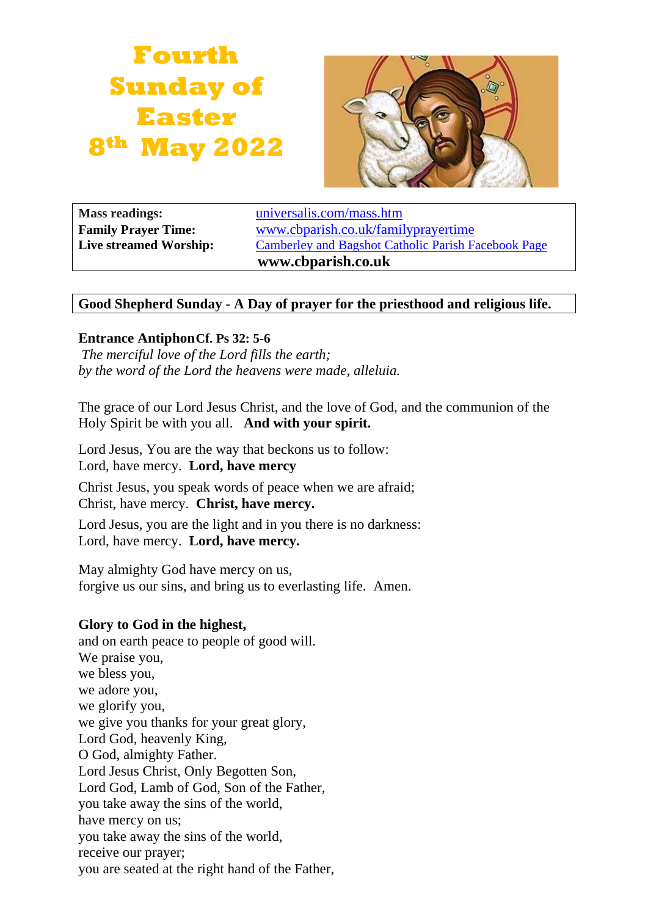# Fourth Sunday of Easter 8th May 2022

| | |
|---|---|
| **Mass readings:** | universalis.com/mass.htm |
| **Family Prayer Time:** | www.cbparish.co.uk/familyprayertime |
| **Live streamed Worship:** | Camberley and Bagshot Catholic Parish Facebook Page |
| | **www.cbparish.co.uk** |

**Good Shepherd Sunday - A Day of prayer for the priesthood and religious life.**

**Entrance Antiphon Cf. Ps 32: 5-6**
*The merciful love of the Lord fills the earth;*
*by the word of the Lord the heavens were made, alleluia.*

The grace of our Lord Jesus Christ, and the love of God, and the communion of the Holy Spirit be with you all. **And with your spirit.**

Lord Jesus, You are the way that beckons us to follow:
Lord, have mercy. **Lord, have mercy**

Christ Jesus, you speak words of peace when we are afraid;
Christ, have mercy. **Christ, have mercy.**

Lord Jesus, you are the light and in you there is no darkness:
Lord, have mercy. **Lord, have mercy.**

May almighty God have mercy on us,
forgive us our sins, and bring us to everlasting life. Amen.

**Glory to God in the highest,**
and on earth peace to people of good will.
We praise you,
we bless you,
we adore you,
we glorify you,
we give you thanks for your great glory,
Lord God, heavenly King,
O God, almighty Father.
Lord Jesus Christ, Only Begotten Son,
Lord God, Lamb of God, Son of the Father,
you take away the sins of the world,
have mercy on us;
you take away the sins of the world,
receive our prayer;
you are seated at the right hand of the Father,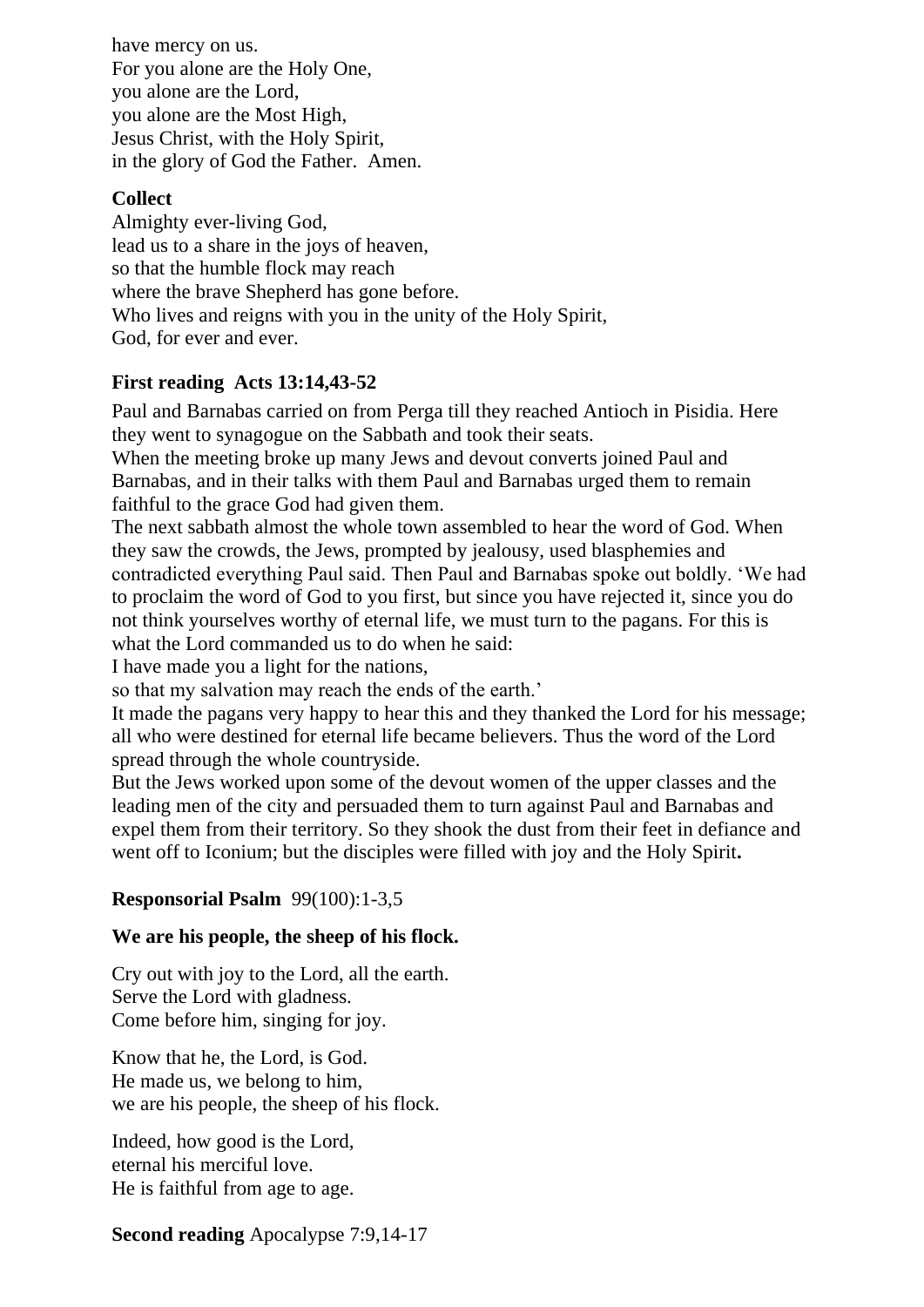have mercy on us.
For you alone are the Holy One,
you alone are the Lord,
you alone are the Most High,
Jesus Christ, with the Holy Spirit,
in the glory of God the Father. Amen.

**Collect**

Almighty ever-living God,
lead us to a share in the joys of heaven,
so that the humble flock may reach
where the brave Shepherd has gone before.
Who lives and reigns with you in the unity of the Holy Spirit,
God, for ever and ever.

**First reading Acts 13:14,43-52**

Paul and Barnabas carried on from Perga till they reached Antioch in Pisidia. Here they went to synagogue on the Sabbath and took their seats.
When the meeting broke up many Jews and devout converts joined Paul and Barnabas, and in their talks with them Paul and Barnabas urged them to remain faithful to the grace God had given them.
The next sabbath almost the whole town assembled to hear the word of God. When they saw the crowds, the Jews, prompted by jealousy, used blasphemies and contradicted everything Paul said. Then Paul and Barnabas spoke out boldly. 'We had to proclaim the word of God to you first, but since you have rejected it, since you do not think yourselves worthy of eternal life, we must turn to the pagans. For this is what the Lord commanded us to do when he said:
I have made you a light for the nations,
so that my salvation may reach the ends of the earth.'
It made the pagans very happy to hear this and they thanked the Lord for his message; all who were destined for eternal life became believers. Thus the word of the Lord spread through the whole countryside.
But the Jews worked upon some of the devout women of the upper classes and the leading men of the city and persuaded them to turn against Paul and Barnabas and expel them from their territory. So they shook the dust from their feet in defiance and went off to Iconium; but the disciples were filled with joy and the Holy Spirit**.**

**Responsorial Psalm** 99(100):1-3,5

**We are his people, the sheep of his flock.**

Cry out with joy to the Lord, all the earth.
Serve the Lord with gladness.
Come before him, singing for joy.

Know that he, the Lord, is God.
He made us, we belong to him,
we are his people, the sheep of his flock.

Indeed, how good is the Lord,
eternal his merciful love.
He is faithful from age to age.

**Second reading** Apocalypse 7:9,14-17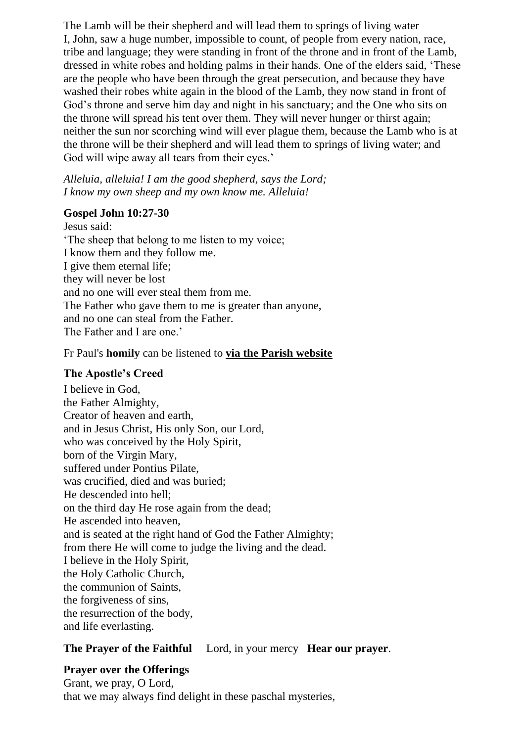The Lamb will be their shepherd and will lead them to springs of living water
I, John, saw a huge number, impossible to count, of people from every nation, race, tribe and language; they were standing in front of the throne and in front of the Lamb, dressed in white robes and holding palms in their hands. One of the elders said, 'These are the people who have been through the great persecution, and because they have washed their robes white again in the blood of the Lamb, they now stand in front of God's throne and serve him day and night in his sanctuary; and the One who sits on the throne will spread his tent over them. They will never hunger or thirst again; neither the sun nor scorching wind will ever plague them, because the Lamb who is at the throne will be their shepherd and will lead them to springs of living water; and God will wipe away all tears from their eyes.'

*Alleluia, alleluia! I am the good shepherd, says the Lord;*
*I know my own sheep and my own know me. Alleluia!*

**Gospel John 10:27-30**

Jesus said:
'The sheep that belong to me listen to my voice;
I know them and they follow me.
I give them eternal life;
they will never be lost
and no one will ever steal them from me.
The Father who gave them to me is greater than anyone,
and no one can steal from the Father.
The Father and I are one.'

Fr Paul's **homily** can be listened to **via the Parish website**

**The Apostle's Creed**

I believe in God,
the Father Almighty,
Creator of heaven and earth,
and in Jesus Christ, His only Son, our Lord,
who was conceived by the Holy Spirit,
born of the Virgin Mary,
suffered under Pontius Pilate,
was crucified, died and was buried;
He descended into hell;
on the third day He rose again from the dead;
He ascended into heaven,
and is seated at the right hand of God the Father Almighty;
from there He will come to judge the living and the dead.
I believe in the Holy Spirit,
the Holy Catholic Church,
the communion of Saints,
the forgiveness of sins,
the resurrection of the body,
and life everlasting.

**The Prayer of the Faithful** Lord, in your mercy **Hear our prayer**.

**Prayer over the Offerings**

Grant, we pray, O Lord,
that we may always find delight in these paschal mysteries,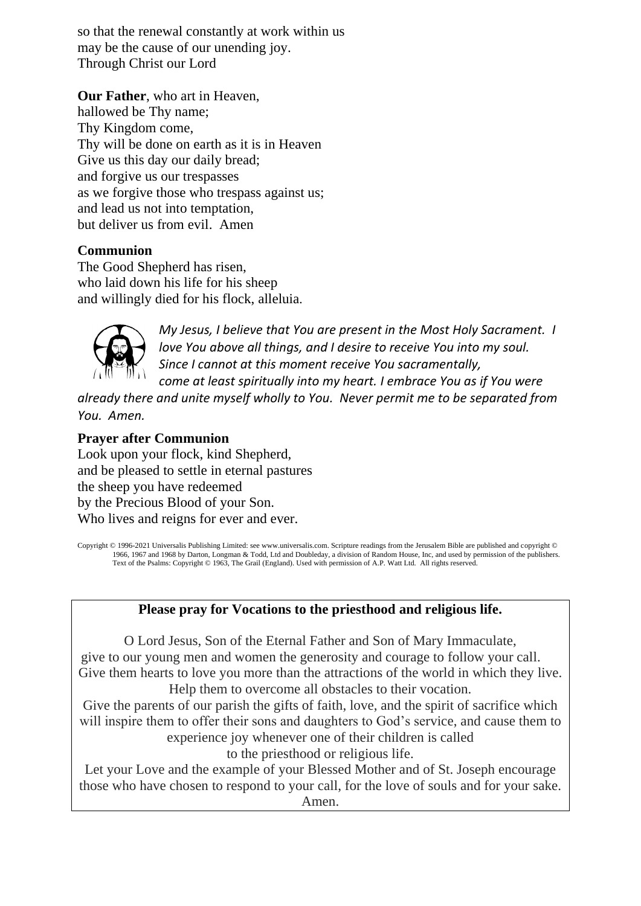so that the renewal constantly at work within us
may be the cause of our unending joy.
Through Christ our Lord

**Our Father**, who art in Heaven,
hallowed be Thy name;
Thy Kingdom come,
Thy will be done on earth as it is in Heaven
Give us this day our daily bread;
and forgive us our trespasses
as we forgive those who trespass against us;
and lead us not into temptation,
but deliver us from evil. Amen

**Communion**

The Good Shepherd has risen,
who laid down his life for his sheep
and willingly died for his flock, alleluia.

*My Jesus, I believe that You are present in the Most Holy Sacrament. I love You above all things, and I desire to receive You into my soul. Since I cannot at this moment receive You sacramentally, come at least spiritually into my heart. I embrace You as if You were already there and unite myself wholly to You. Never permit me to be separated from You. Amen.*

**Prayer after Communion**

Look upon your flock, kind Shepherd,
and be pleased to settle in eternal pastures
the sheep you have redeemed
by the Precious Blood of your Son.
Who lives and reigns for ever and ever.

Copyright © 1996-2021 Universalis Publishing Limited: see www.universalis.com. Scripture readings from the Jerusalem Bible are published and copyright © 1966, 1967 and 1968 by Darton, Longman & Todd, Ltd and Doubleday, a division of Random House, Inc, and used by permission of the publishers. Text of the Psalms: Copyright © 1963, The Grail (England). Used with permission of A.P. Watt Ltd. All rights reserved.

**Please pray for Vocations to the priesthood and religious life.**

O Lord Jesus, Son of the Eternal Father and Son of Mary Immaculate,
give to our young men and women the generosity and courage to follow your call.
Give them hearts to love you more than the attractions of the world in which they live.
Help them to overcome all obstacles to their vocation.
Give the parents of our parish the gifts of faith, love, and the spirit of sacrifice which will inspire them to offer their sons and daughters to God's service, and cause them to experience joy whenever one of their children is called
to the priesthood or religious life.
Let your Love and the example of your Blessed Mother and of St. Joseph encourage those who have chosen to respond to your call, for the love of souls and for your sake.
Amen.